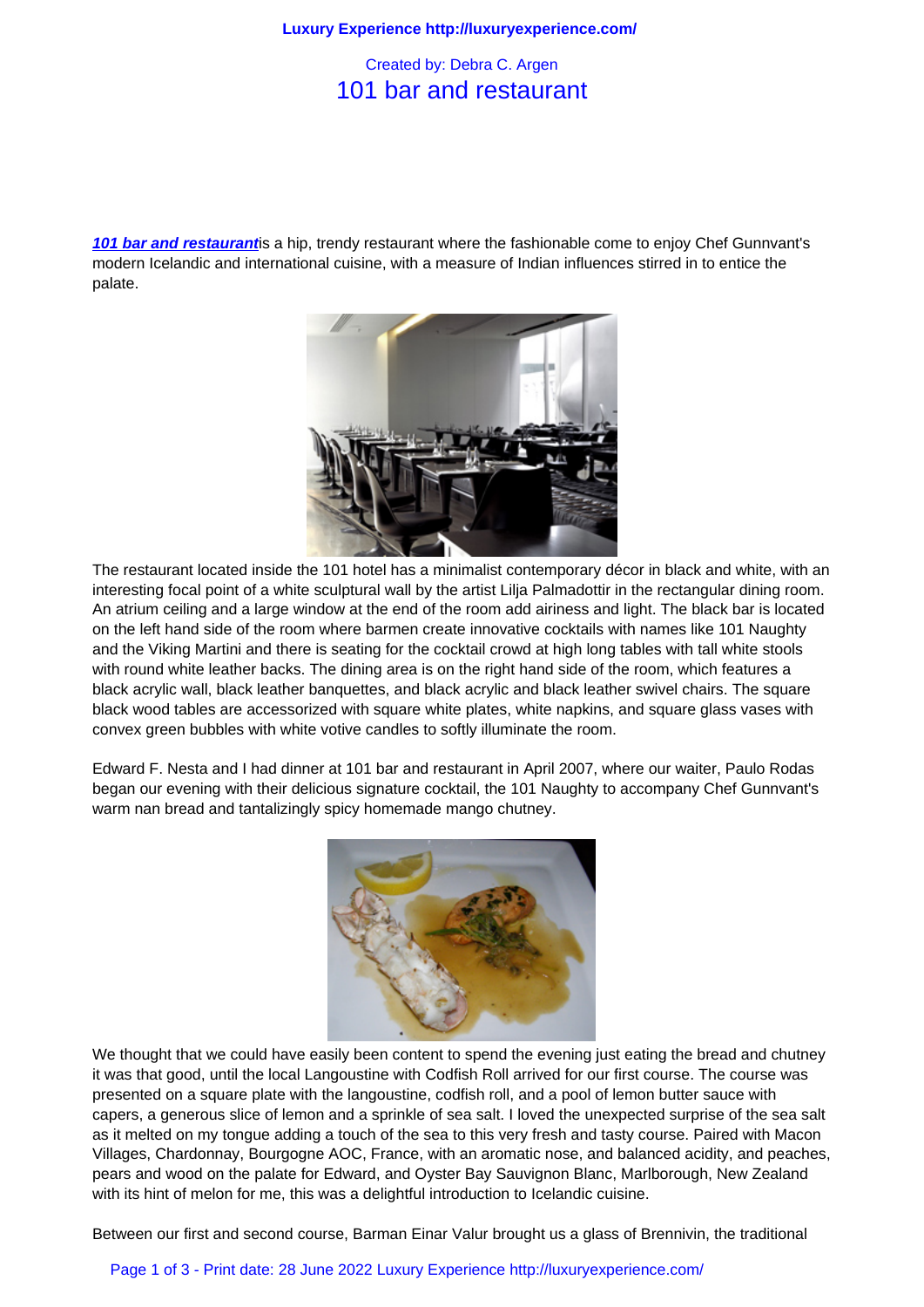Created by: Debra C. Argen

# 101 bar and restaurant

***101 bar and restaurant*** is a hip, trendy restaurant where the fashionable come to enjoy Chef Gunnvant's modern Icelandic and international cuisine, with a measure of Indian influences stirred in to entice the palate.

The restaurant located inside the 101 hotel has a minimalist contemporary décor in black and white, with an interesting focal point of a white sculptural wall by the artist Lilja Palmadottir in the rectangular dining room. An atrium ceiling and a large window at the end of the room add airiness and light. The black bar is located on the left hand side of the room where barmen create innovative cocktails with names like 101 Naughty and the Viking Martini and there is seating for the cocktail crowd at high long tables with tall white stools with round white leather backs. The dining area is on the right hand side of the room, which features a black acrylic wall, black leather banquettes, and black acrylic and black leather swivel chairs. The square black wood tables are accessorized with square white plates, white napkins, and square glass vases with convex green bubbles with white votive candles to softly illuminate the room.

Edward F. Nesta and I had dinner at 101 bar and restaurant in April 2007, where our waiter, Paulo Rodas began our evening with their delicious signature cocktail, the 101 Naughty to accompany Chef Gunnvant's warm nan bread and tantalizingly spicy homemade mango chutney.

We thought that we could have easily been content to spend the evening just eating the bread and chutney it was that good, until the local Langoustine with Codfish Roll arrived for our first course. The course was presented on a square plate with the langoustine, codfish roll, and a pool of lemon butter sauce with capers, a generous slice of lemon and a sprinkle of sea salt. I loved the unexpected surprise of the sea salt as it melted on my tongue adding a touch of the sea to this very fresh and tasty course. Paired with Macon Villages, Chardonnay, Bourgogne AOC, France, with an aromatic nose, and balanced acidity, and peaches, pears and wood on the palate for Edward, and Oyster Bay Sauvignon Blanc, Marlborough, New Zealand with its hint of melon for me, this was a delightful introduction to Icelandic cuisine.

Between our first and second course, Barman Einar Valur brought us a glass of Brennivin, the traditional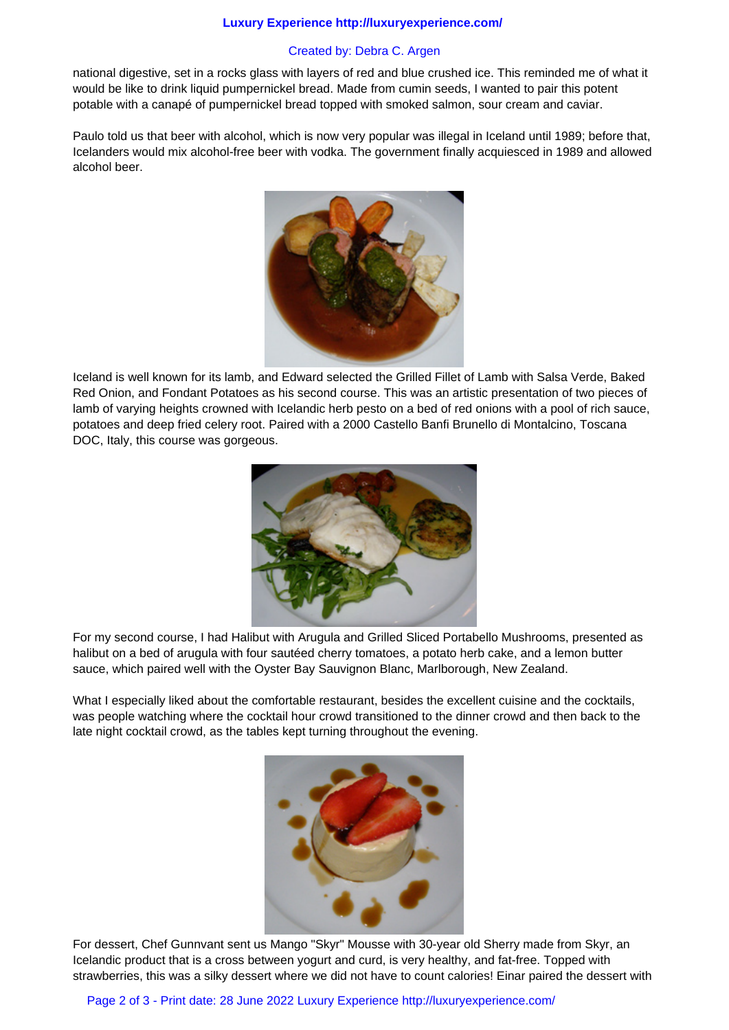national digestive, set in a rocks glass with layers of red and blue crushed ice. This reminded me of what it would be like to drink liquid pumpernickel bread. Made from cumin seeds, I wanted to pair this potent potable with a canapé of pumpernickel bread topped with smoked salmon, sour cream and caviar.

Paulo told us that beer with alcohol, which is now very popular was illegal in Iceland until 1989; before that, Icelanders would mix alcohol-free beer with vodka. The government finally acquiesced in 1989 and allowed alcohol beer.

Iceland is well known for its lamb, and Edward selected the Grilled Fillet of Lamb with Salsa Verde, Baked Red Onion, and Fondant Potatoes as his second course. This was an artistic presentation of two pieces of lamb of varying heights crowned with Icelandic herb pesto on a bed of red onions with a pool of rich sauce, potatoes and deep fried celery root. Paired with a 2000 Castello Banfi Brunello di Montalcino, Toscana DOC, Italy, this course was gorgeous.

For my second course, I had Halibut with Arugula and Grilled Sliced Portabello Mushrooms, presented as halibut on a bed of arugula with four sautéed cherry tomatoes, a potato herb cake, and a lemon butter sauce, which paired well with the Oyster Bay Sauvignon Blanc, Marlborough, New Zealand.

What I especially liked about the comfortable restaurant, besides the excellent cuisine and the cocktails, was people watching where the cocktail hour crowd transitioned to the dinner crowd and then back to the late night cocktail crowd, as the tables kept turning throughout the evening.

For dessert, Chef Gunnvant sent us Mango "Skyr" Mousse with 30-year old Sherry made from Skyr, an Icelandic product that is a cross between yogurt and curd, is very healthy, and fat-free. Topped with strawberries, this was a silky dessert where we did not have to count calories! Einar paired the dessert with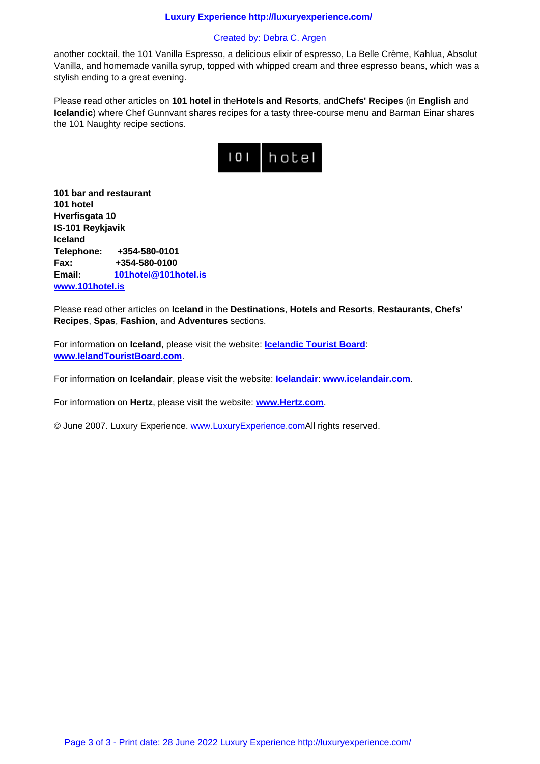another cocktail, the 101 Vanilla Espresso, a delicious elixir of espresso, La Belle Crème, Kahlua, Absolut Vanilla, and homemade vanilla syrup, topped with whipped cream and three espresso beans, which was a stylish ending to a great evening.

Please read other articles on **101 hotel** in the**Hotels and Resorts**, and**Chefs' Recipes** (in **English** and **Icelandic**) where Chef Gunnvant shares recipes for a tasty three-course menu and Barman Einar shares the 101 Naughty recipe sections.

**101 bar and restaurant**
**101 hotel**
**Hverfisgata 10**
**IS-101 Reykjavik**
**Iceland**
**Telephone: +354-580-0101**
**Fax: +354-580-0100**
**Email: 101hotel@101hotel.is**
**www.101hotel.is**

Please read other articles on **Iceland** in the **Destinations**, **Hotels and Resorts**, **Restaurants**, **Chefs' Recipes**, **Spas**, **Fashion**, and **Adventures** sections.

For information on **Iceland**, please visit the website: **Icelandic Tourist Board**: **www.IelandTouristBoard.com**.

For information on **Icelandair**, please visit the website: **Icelandair**: **www.icelandair.com**.

For information on **Hertz**, please visit the website: **www.Hertz.com**.

© June 2007. Luxury Experience. www.LuxuryExperience.comAll rights reserved.